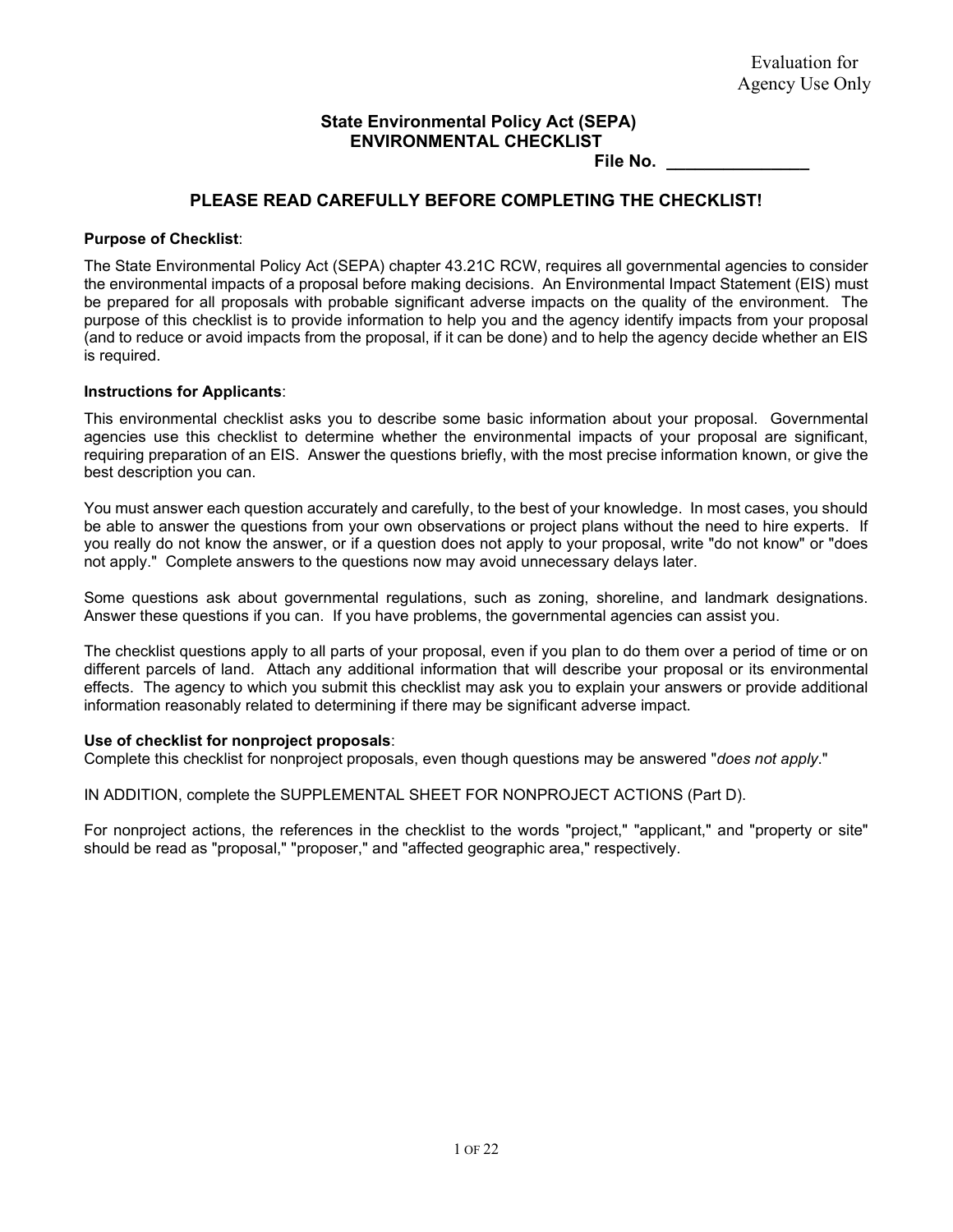Evaluation for Agency Use Only

# State Environmental Policy Act (SEPA)
# ENVIRONMENTAL CHECKLIST

**File No. _______________**

## PLEASE READ CAREFULLY BEFORE COMPLETING THE CHECKLIST!

**Purpose of Checklist**:

The State Environmental Policy Act (SEPA) chapter 43.21C RCW, requires all governmental agencies to consider the environmental impacts of a proposal before making decisions. An Environmental Impact Statement (EIS) must be prepared for all proposals with probable significant adverse impacts on the quality of the environment. The purpose of this checklist is to provide information to help you and the agency identify impacts from your proposal (and to reduce or avoid impacts from the proposal, if it can be done) and to help the agency decide whether an EIS is required.

**Instructions for Applicants**:

This environmental checklist asks you to describe some basic information about your proposal. Governmental agencies use this checklist to determine whether the environmental impacts of your proposal are significant, requiring preparation of an EIS. Answer the questions briefly, with the most precise information known, or give the best description you can.

You must answer each question accurately and carefully, to the best of your knowledge. In most cases, you should be able to answer the questions from your own observations or project plans without the need to hire experts. If you really do not know the answer, or if a question does not apply to your proposal, write "do not know" or "does not apply." Complete answers to the questions now may avoid unnecessary delays later.

Some questions ask about governmental regulations, such as zoning, shoreline, and landmark designations. Answer these questions if you can. If you have problems, the governmental agencies can assist you.

The checklist questions apply to all parts of your proposal, even if you plan to do them over a period of time or on different parcels of land. Attach any additional information that will describe your proposal or its environmental effects. The agency to which you submit this checklist may ask you to explain your answers or provide additional information reasonably related to determining if there may be significant adverse impact.

**Use of checklist for nonproject proposals**:

Complete this checklist for nonproject proposals, even though questions may be answered "*does not apply*."

IN ADDITION, complete the SUPPLEMENTAL SHEET FOR NONPROJECT ACTIONS (Part D).

For nonproject actions, the references in the checklist to the words "project," "applicant," and "property or site" should be read as "proposal," "proposer," and "affected geographic area," respectively.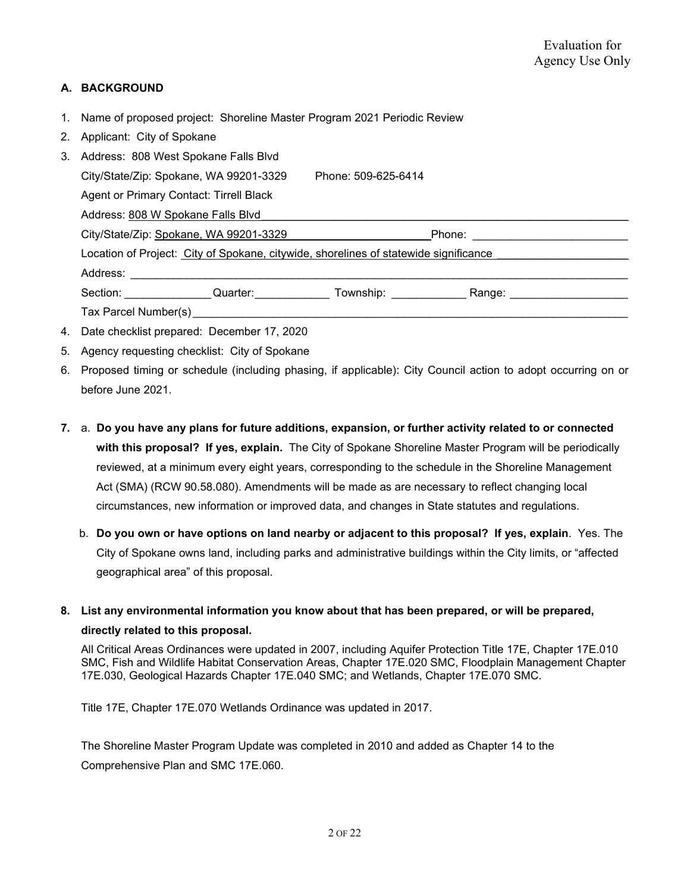Evaluation for Agency Use Only

## A. BACKGROUND

1. Name of proposed project: Shoreline Master Program 2021 Periodic Review
2. Applicant: City of Spokane
3. Address: 808 West Spokane Falls Blvd

   City/State/Zip: Spokane, WA 99201-3329     Phone: 509-625-6414

   Agent or Primary Contact: Tirrell Black

   Address: 808 W Spokane Falls Blvd

   City/State/Zip: Spokane, WA 99201-3329     Phone: \_\_\_\_\_\_\_\_\_\_

   Location of Project: City of Spokane, citywide, shorelines of statewide significance

   Address: \_\_\_\_\_\_\_\_\_\_

   Section: \_\_\_\_\_\_ Quarter: \_\_\_\_\_\_ Township: \_\_\_\_\_\_ Range: \_\_\_\_\_\_

   Tax Parcel Number(s) \_\_\_\_\_\_\_\_\_\_
4. Date checklist prepared: December 17, 2020
5. Agency requesting checklist: City of Spokane
6. Proposed timing or schedule (including phasing, if applicable): City Council action to adopt occurring on or before June 2021.

7. a. **Do you have any plans for future additions, expansion, or further activity related to or connected with this proposal? If yes, explain.** The City of Spokane Shoreline Master Program will be periodically reviewed, at a minimum every eight years, corresponding to the schedule in the Shoreline Management Act (SMA) (RCW 90.58.080). Amendments will be made as are necessary to reflect changing local circumstances, new information or improved data, and changes in State statutes and regulations.

   b. **Do you own or have options on land nearby or adjacent to this proposal? If yes, explain**. Yes. The City of Spokane owns land, including parks and administrative buildings within the City limits, or "affected geographical area" of this proposal.

8. **List any environmental information you know about that has been prepared, or will be prepared, directly related to this proposal.**

   All Critical Areas Ordinances were updated in 2007, including Aquifer Protection Title 17E, Chapter 17E.010 SMC, Fish and Wildlife Habitat Conservation Areas, Chapter 17E.020 SMC, Floodplain Management Chapter 17E.030, Geological Hazards Chapter 17E.040 SMC; and Wetlands, Chapter 17E.070 SMC.

   Title 17E, Chapter 17E.070 Wetlands Ordinance was updated in 2017.

   The Shoreline Master Program Update was completed in 2010 and added as Chapter 14 to the Comprehensive Plan and SMC 17E.060.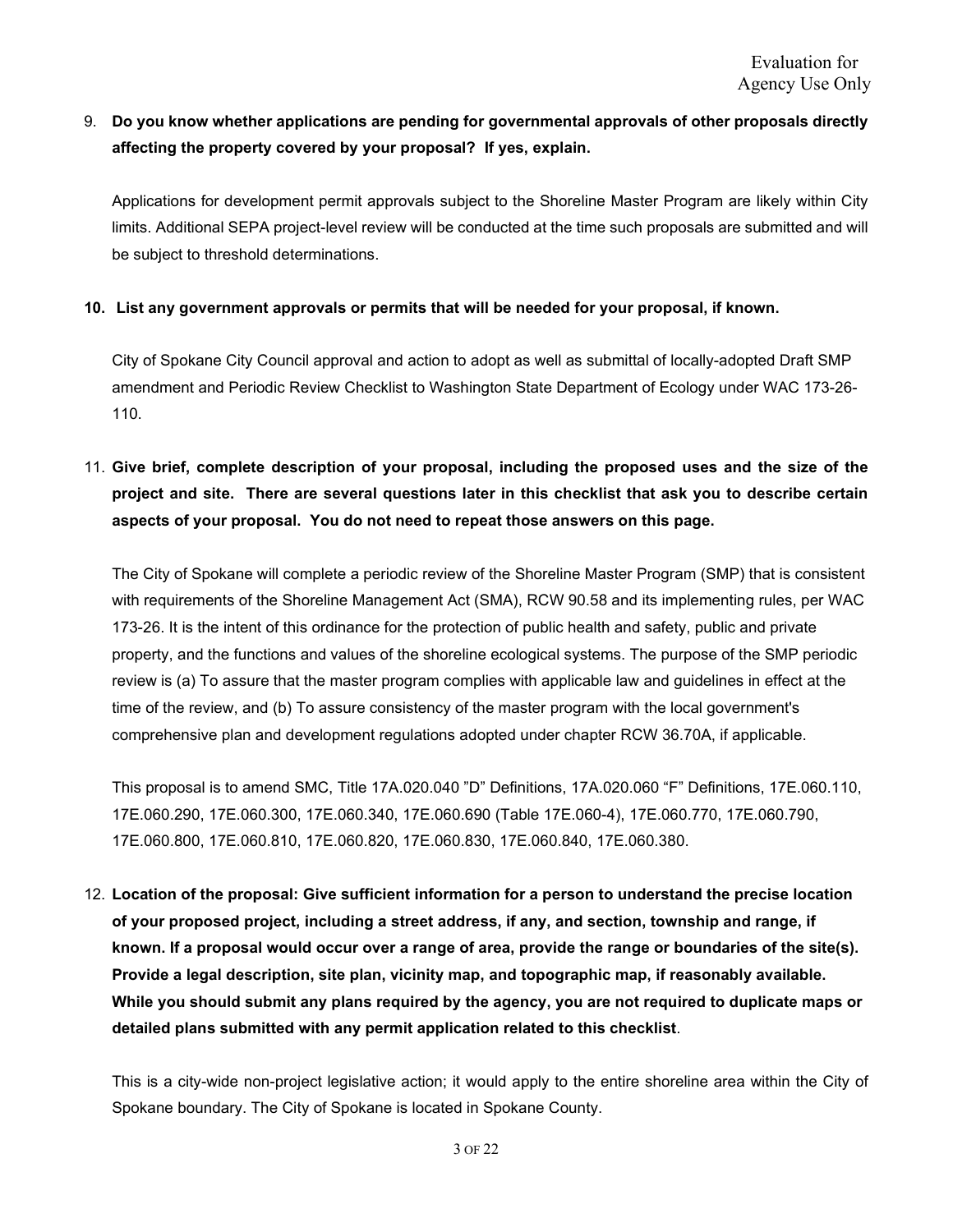Evaluation for Agency Use Only

9. **Do you know whether applications are pending for governmental approvals of other proposals directly affecting the property covered by your proposal? If yes, explain.**

   Applications for development permit approvals subject to the Shoreline Master Program are likely within City limits. Additional SEPA project-level review will be conducted at the time such proposals are submitted and will be subject to threshold determinations.

10. **List any government approvals or permits that will be needed for your proposal, if known.**

    City of Spokane City Council approval and action to adopt as well as submittal of locally-adopted Draft SMP amendment and Periodic Review Checklist to Washington State Department of Ecology under WAC 173-26-110.

11. **Give brief, complete description of your proposal, including the proposed uses and the size of the project and site. There are several questions later in this checklist that ask you to describe certain aspects of your proposal. You do not need to repeat those answers on this page.**

    The City of Spokane will complete a periodic review of the Shoreline Master Program (SMP) that is consistent with requirements of the Shoreline Management Act (SMA), RCW 90.58 and its implementing rules, per WAC 173-26. It is the intent of this ordinance for the protection of public health and safety, public and private property, and the functions and values of the shoreline ecological systems. The purpose of the SMP periodic review is (a) To assure that the master program complies with applicable law and guidelines in effect at the time of the review, and (b) To assure consistency of the master program with the local government's comprehensive plan and development regulations adopted under chapter RCW 36.70A, if applicable.

    This proposal is to amend SMC, Title 17A.020.040 "D" Definitions, 17A.020.060 "F" Definitions, 17E.060.110, 17E.060.290, 17E.060.300, 17E.060.340, 17E.060.690 (Table 17E.060-4), 17E.060.770, 17E.060.790, 17E.060.800, 17E.060.810, 17E.060.820, 17E.060.830, 17E.060.840, 17E.060.380.

12. **Location of the proposal: Give sufficient information for a person to understand the precise location of your proposed project, including a street address, if any, and section, township and range, if known. If a proposal would occur over a range of area, provide the range or boundaries of the site(s). Provide a legal description, site plan, vicinity map, and topographic map, if reasonably available. While you should submit any plans required by the agency, you are not required to duplicate maps or detailed plans submitted with any permit application related to this checklist**.

    This is a city-wide non-project legislative action; it would apply to the entire shoreline area within the City of Spokane boundary. The City of Spokane is located in Spokane County.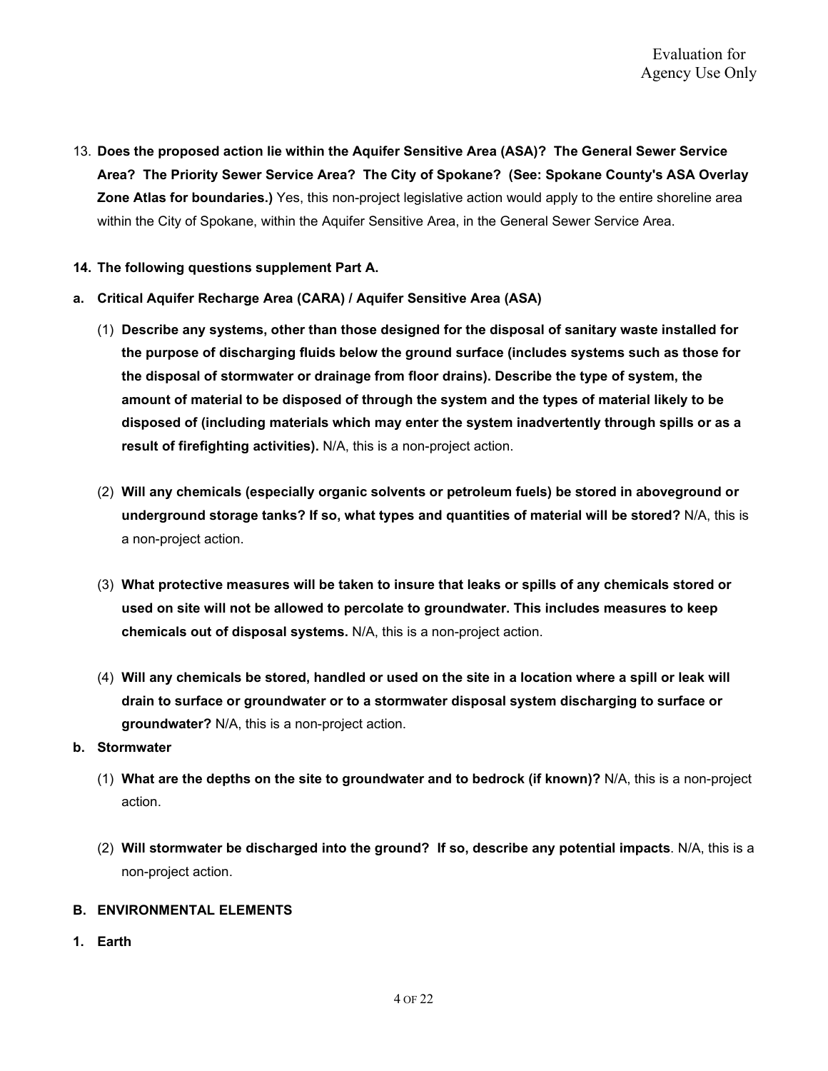Evaluation for Agency Use Only

13. **Does the proposed action lie within the Aquifer Sensitive Area (ASA)? The General Sewer Service Area? The Priority Sewer Service Area? The City of Spokane? (See: Spokane County's ASA Overlay Zone Atlas for boundaries.)** Yes, this non-project legislative action would apply to the entire shoreline area within the City of Spokane, within the Aquifer Sensitive Area, in the General Sewer Service Area.

**14. The following questions supplement Part A.**

**a. Critical Aquifer Recharge Area (CARA) / Aquifer Sensitive Area (ASA)**

(1) **Describe any systems, other than those designed for the disposal of sanitary waste installed for the purpose of discharging fluids below the ground surface (includes systems such as those for the disposal of stormwater or drainage from floor drains). Describe the type of system, the amount of material to be disposed of through the system and the types of material likely to be disposed of (including materials which may enter the system inadvertently through spills or as a result of firefighting activities).** N/A, this is a non-project action.

(2) **Will any chemicals (especially organic solvents or petroleum fuels) be stored in aboveground or underground storage tanks? If so, what types and quantities of material will be stored?** N/A, this is a non-project action.

(3) **What protective measures will be taken to insure that leaks or spills of any chemicals stored or used on site will not be allowed to percolate to groundwater. This includes measures to keep chemicals out of disposal systems.** N/A, this is a non-project action.

(4) **Will any chemicals be stored, handled or used on the site in a location where a spill or leak will drain to surface or groundwater or to a stormwater disposal system discharging to surface or groundwater?** N/A, this is a non-project action.

**b. Stormwater**

(1) **What are the depths on the site to groundwater and to bedrock (if known)?** N/A, this is a non-project action.

(2) **Will stormwater be discharged into the ground? If so, describe any potential impacts**. N/A, this is a non-project action.

**B. ENVIRONMENTAL ELEMENTS**

**1. Earth**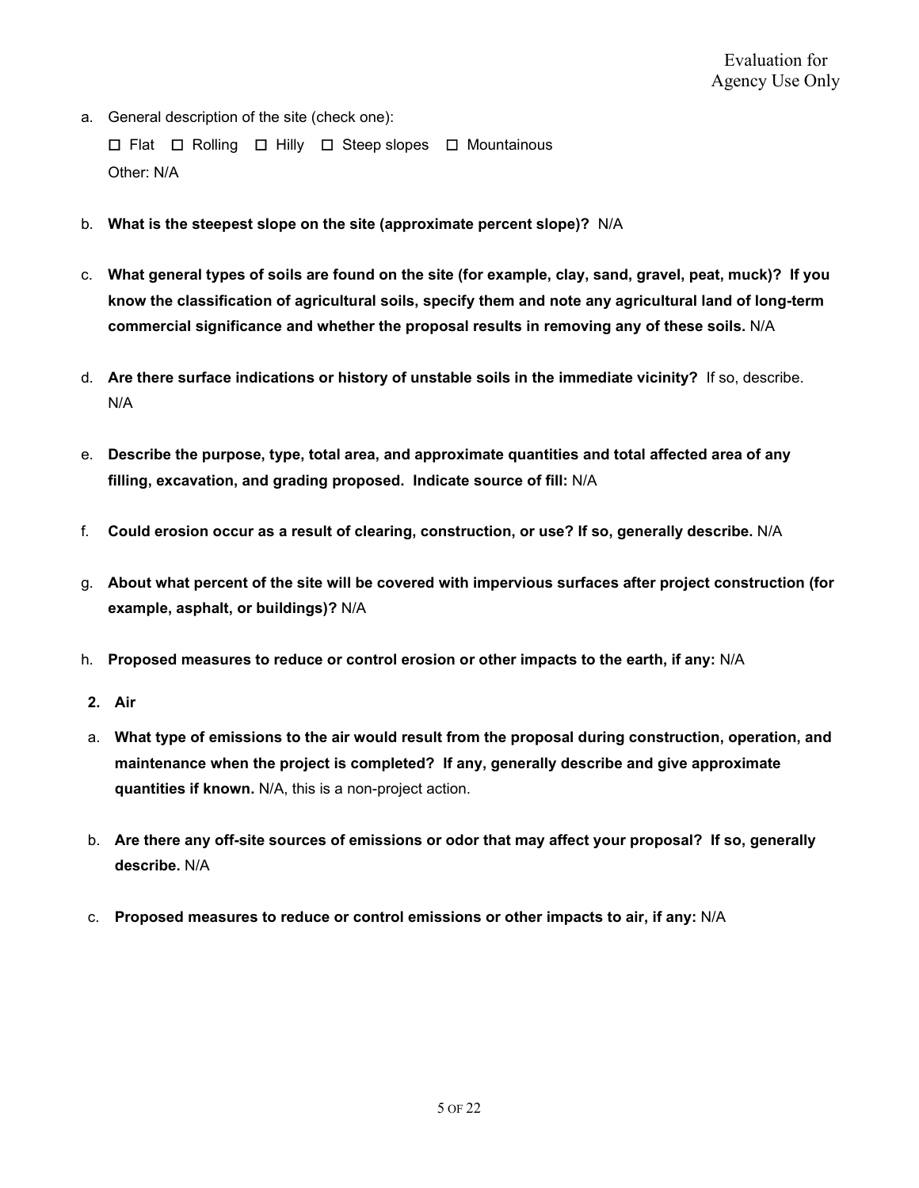Evaluation for Agency Use Only

a. General description of the site (check one):

   ☐ Flat ☐ Rolling ☐ Hilly ☐ Steep slopes ☐ Mountainous

   Other: N/A

b. **What is the steepest slope on the site (approximate percent slope)?** N/A

c. **What general types of soils are found on the site (for example, clay, sand, gravel, peat, muck)? If you know the classification of agricultural soils, specify them and note any agricultural land of long-term commercial significance and whether the proposal results in removing any of these soils.** N/A

d. **Are there surface indications or history of unstable soils in the immediate vicinity?** If so, describe. N/A

e. **Describe the purpose, type, total area, and approximate quantities and total affected area of any filling, excavation, and grading proposed. Indicate source of fill:** N/A

f. **Could erosion occur as a result of clearing, construction, or use? If so, generally describe.** N/A

g. **About what percent of the site will be covered with impervious surfaces after project construction (for example, asphalt, or buildings)?** N/A

h. **Proposed measures to reduce or control erosion or other impacts to the earth, if any:** N/A

**2. Air**

a. **What type of emissions to the air would result from the proposal during construction, operation, and maintenance when the project is completed? If any, generally describe and give approximate quantities if known.** N/A, this is a non-project action.

b. **Are there any off-site sources of emissions or odor that may affect your proposal? If so, generally describe.** N/A

c. **Proposed measures to reduce or control emissions or other impacts to air, if any:** N/A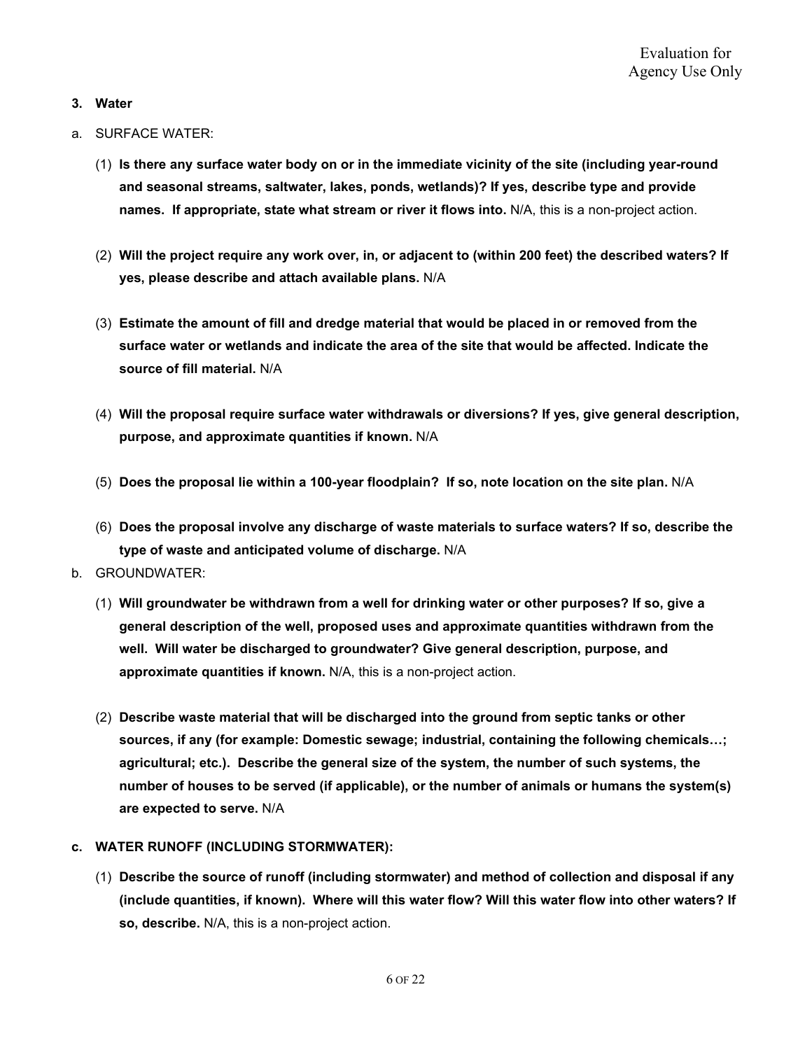Evaluation for Agency Use Only

**3. Water**

a. SURFACE WATER:

(1) **Is there any surface water body on or in the immediate vicinity of the site (including year-round and seasonal streams, saltwater, lakes, ponds, wetlands)? If yes, describe type and provide names. If appropriate, state what stream or river it flows into.** N/A, this is a non-project action.

(2) **Will the project require any work over, in, or adjacent to (within 200 feet) the described waters? If yes, please describe and attach available plans.** N/A

(3) **Estimate the amount of fill and dredge material that would be placed in or removed from the surface water or wetlands and indicate the area of the site that would be affected. Indicate the source of fill material.** N/A

(4) **Will the proposal require surface water withdrawals or diversions? If yes, give general description, purpose, and approximate quantities if known.** N/A

(5) **Does the proposal lie within a 100-year floodplain? If so, note location on the site plan.** N/A

(6) **Does the proposal involve any discharge of waste materials to surface waters? If so, describe the type of waste and anticipated volume of discharge.** N/A

b. GROUNDWATER:

(1) **Will groundwater be withdrawn from a well for drinking water or other purposes? If so, give a general description of the well, proposed uses and approximate quantities withdrawn from the well. Will water be discharged to groundwater? Give general description, purpose, and approximate quantities if known.** N/A, this is a non-project action.

(2) **Describe waste material that will be discharged into the ground from septic tanks or other sources, if any (for example: Domestic sewage; industrial, containing the following chemicals…; agricultural; etc.). Describe the general size of the system, the number of such systems, the number of houses to be served (if applicable), or the number of animals or humans the system(s) are expected to serve.** N/A

**c. WATER RUNOFF (INCLUDING STORMWATER):**

(1) **Describe the source of runoff (including stormwater) and method of collection and disposal if any (include quantities, if known). Where will this water flow? Will this water flow into other waters? If so, describe.** N/A, this is a non-project action.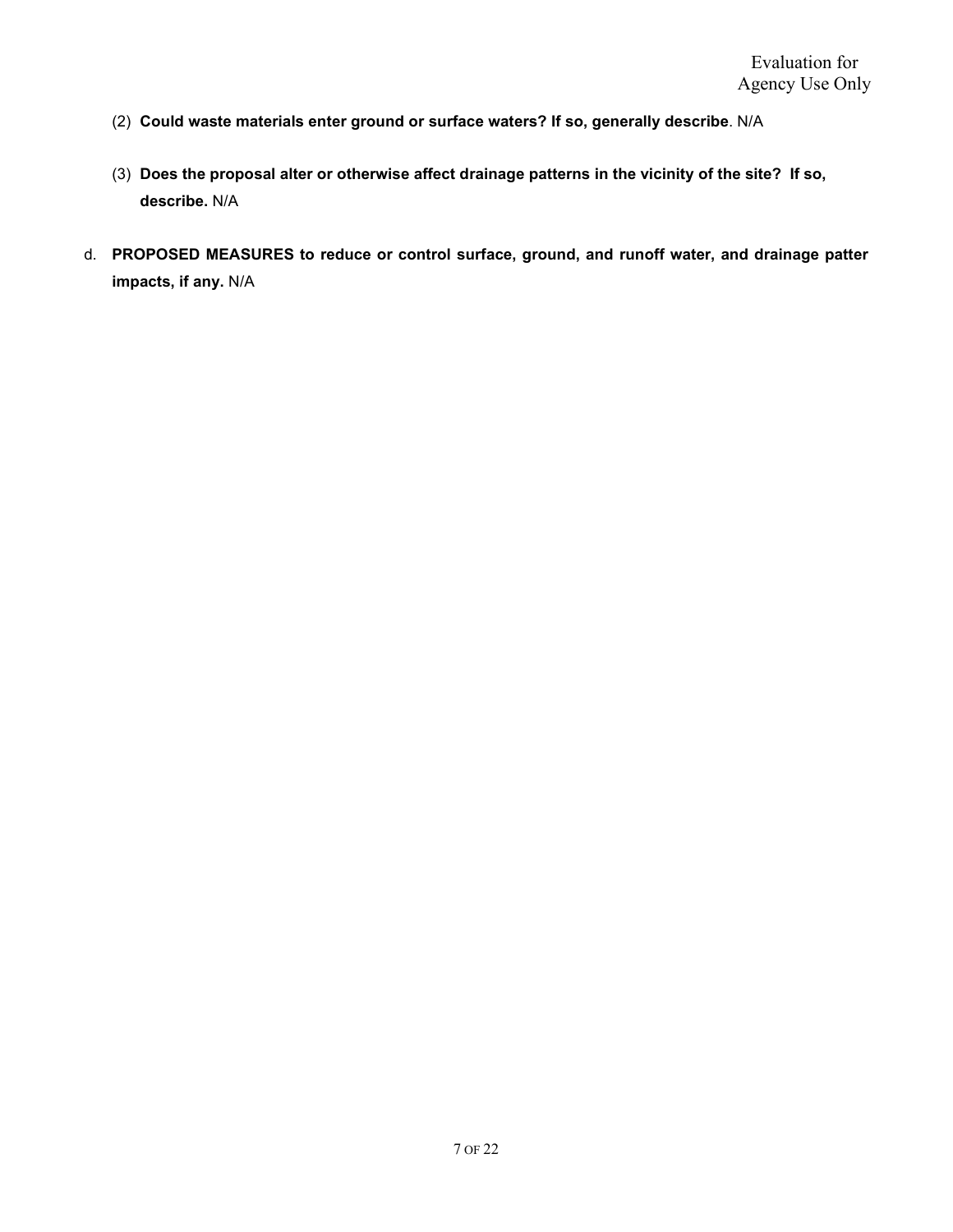Evaluation for Agency Use Only

(2) **Could waste materials enter ground or surface waters? If so, generally describe**. N/A

(3) **Does the proposal alter or otherwise affect drainage patterns in the vicinity of the site? If so, describe.** N/A

d. **PROPOSED MEASURES to reduce or control surface, ground, and runoff water, and drainage patter impacts, if any.** N/A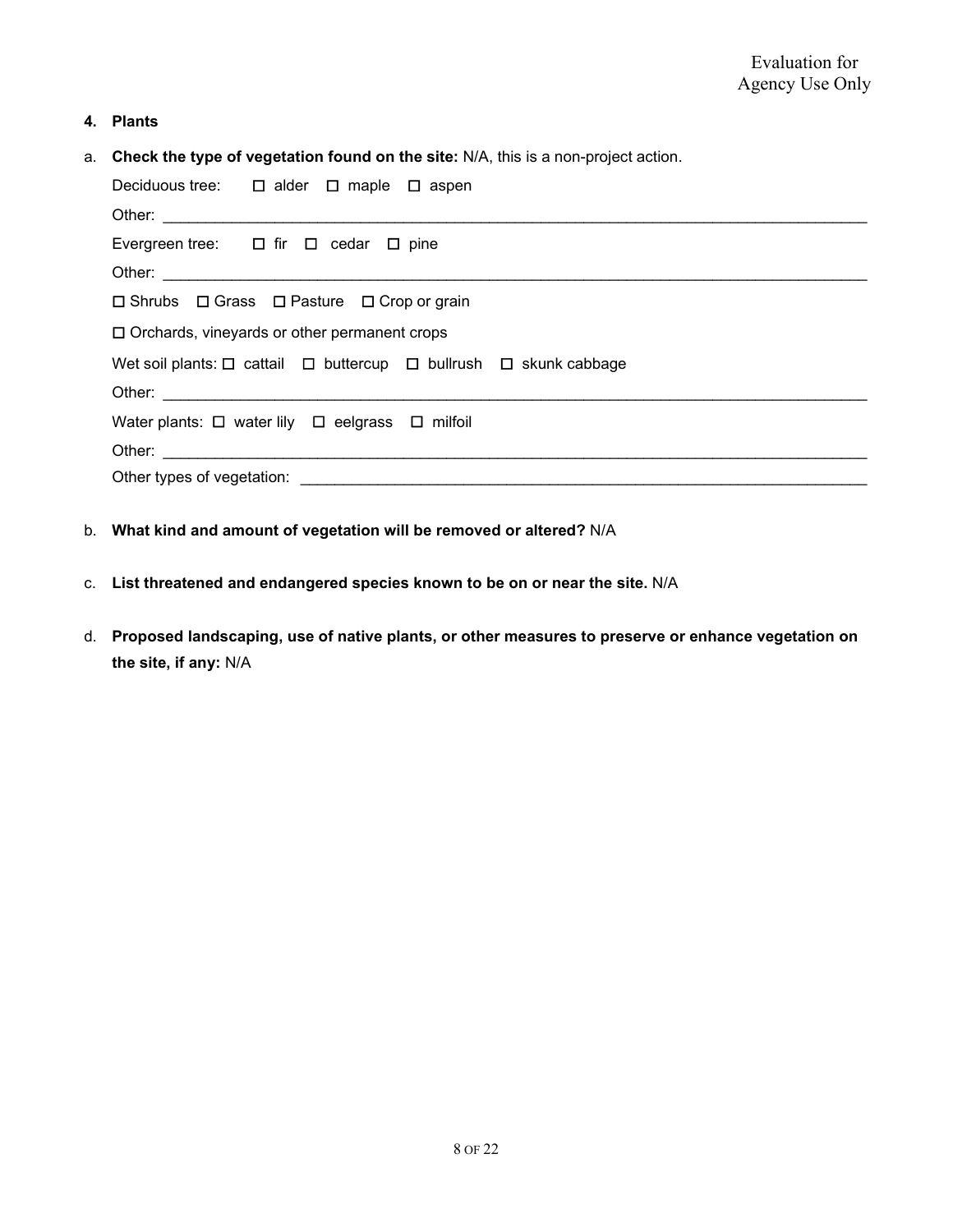Evaluation for Agency Use Only

**4. Plants**

a. **Check the type of vegetation found on the site:** N/A, this is a non-project action.

Deciduous tree: ☐ alder ☐ maple ☐ aspen

Other: ____________________

Evergreen tree: ☐ fir ☐ cedar ☐ pine

Other: ____________________

☐ Shrubs ☐ Grass ☐ Pasture ☐ Crop or grain

☐ Orchards, vineyards or other permanent crops

Wet soil plants: ☐ cattail ☐ buttercup ☐ bullrush ☐ skunk cabbage

Other: ____________________

Water plants: ☐ water lily ☐ eelgrass ☐ milfoil

Other: ____________________

Other types of vegetation: ____________________

b. **What kind and amount of vegetation will be removed or altered?** N/A

c. **List threatened and endangered species known to be on or near the site.** N/A

d. **Proposed landscaping, use of native plants, or other measures to preserve or enhance vegetation on the site, if any:** N/A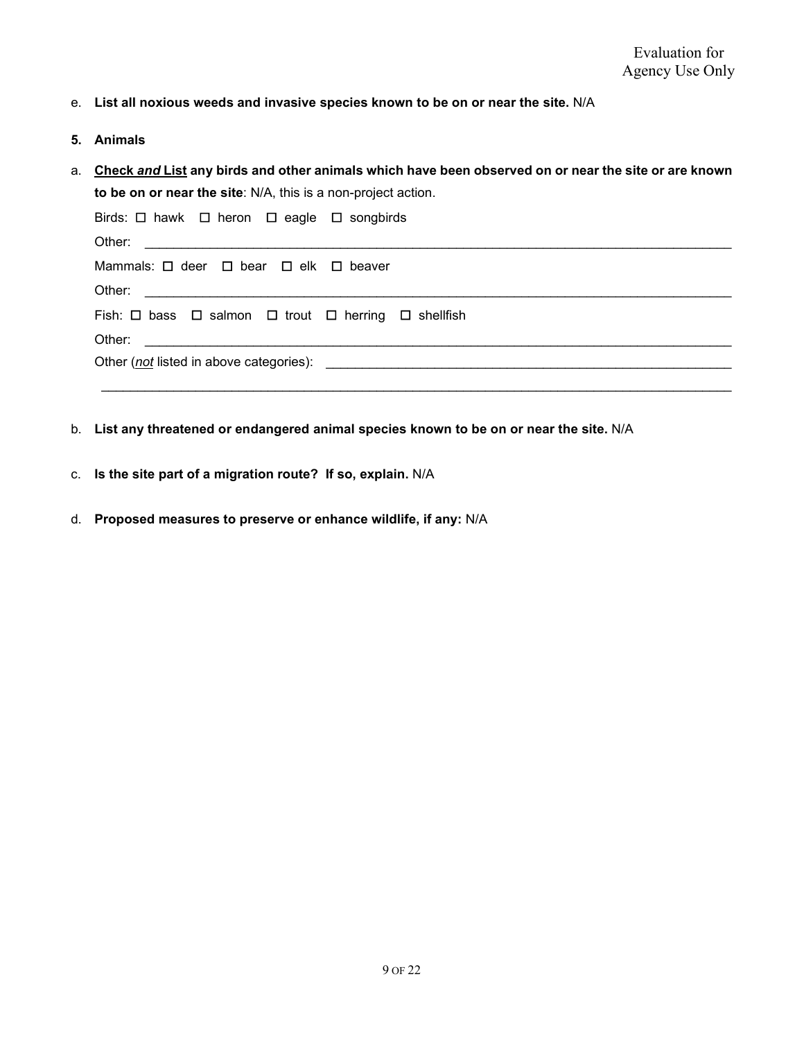Evaluation for Agency Use Only

e. **List all noxious weeds and invasive species known to be on or near the site.** N/A

**5. Animals**

a. **<u>Check *and* List</u> any birds and other animals which have been observed on or near the site or are known to be on or near the site**: N/A, this is a non-project action.

Birds: ☐ hawk ☐ heron ☐ eagle ☐ songbirds

Other: ________________________________________________________________________________

Mammals: ☐ deer ☐ bear ☐ elk ☐ beaver

Other: ________________________________________________________________________________

Fish: ☐ bass ☐ salmon ☐ trout ☐ herring ☐ shellfish

Other: ________________________________________________________________________________

Other (*not* listed in above categories): ___________________________________________________

________________________________________________________________________________________

b. **List any threatened or endangered animal species known to be on or near the site.** N/A

c. **Is the site part of a migration route? If so, explain.** N/A

d. **Proposed measures to preserve or enhance wildlife, if any:** N/A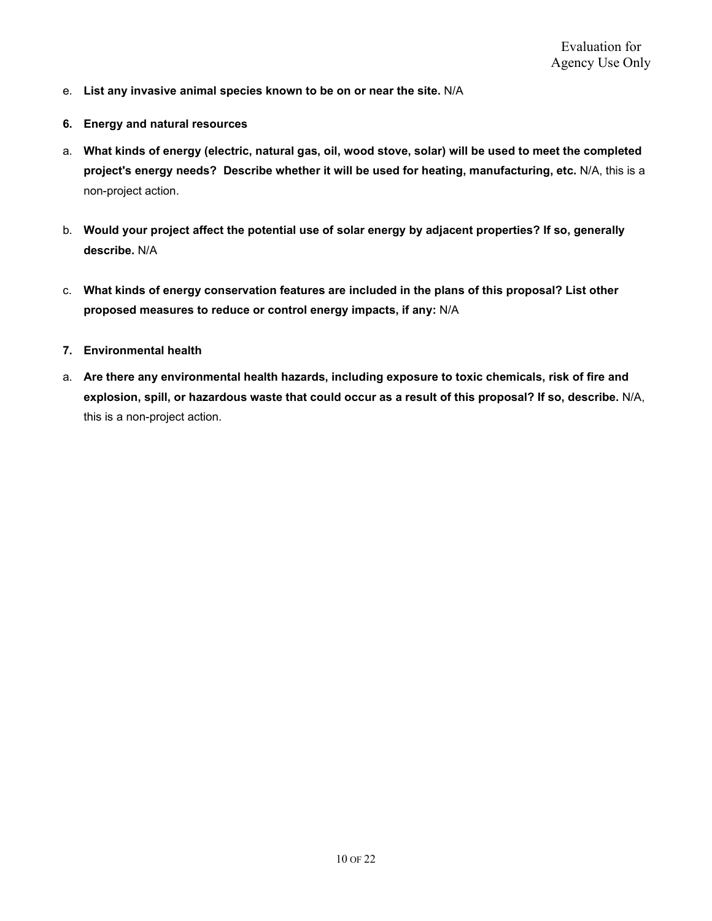Evaluation for Agency Use Only

e. **List any invasive animal species known to be on or near the site.** N/A

**6. Energy and natural resources**

a. **What kinds of energy (electric, natural gas, oil, wood stove, solar) will be used to meet the completed project's energy needs? Describe whether it will be used for heating, manufacturing, etc.** N/A, this is a non-project action.

b. **Would your project affect the potential use of solar energy by adjacent properties? If so, generally describe.** N/A

c. **What kinds of energy conservation features are included in the plans of this proposal? List other proposed measures to reduce or control energy impacts, if any:** N/A

**7. Environmental health**

a. **Are there any environmental health hazards, including exposure to toxic chemicals, risk of fire and explosion, spill, or hazardous waste that could occur as a result of this proposal? If so, describe.** N/A, this is a non-project action.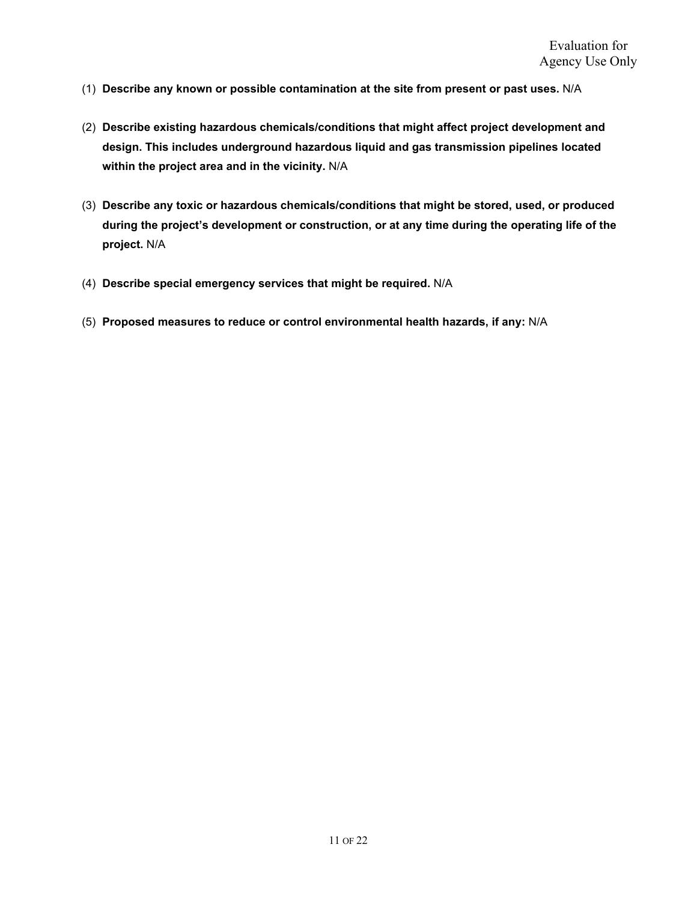Evaluation for Agency Use Only

(1) **Describe any known or possible contamination at the site from present or past uses.** N/A

(2) **Describe existing hazardous chemicals/conditions that might affect project development and design. This includes underground hazardous liquid and gas transmission pipelines located within the project area and in the vicinity.** N/A

(3) **Describe any toxic or hazardous chemicals/conditions that might be stored, used, or produced during the project's development or construction, or at any time during the operating life of the project.** N/A

(4) **Describe special emergency services that might be required.** N/A

(5) **Proposed measures to reduce or control environmental health hazards, if any:** N/A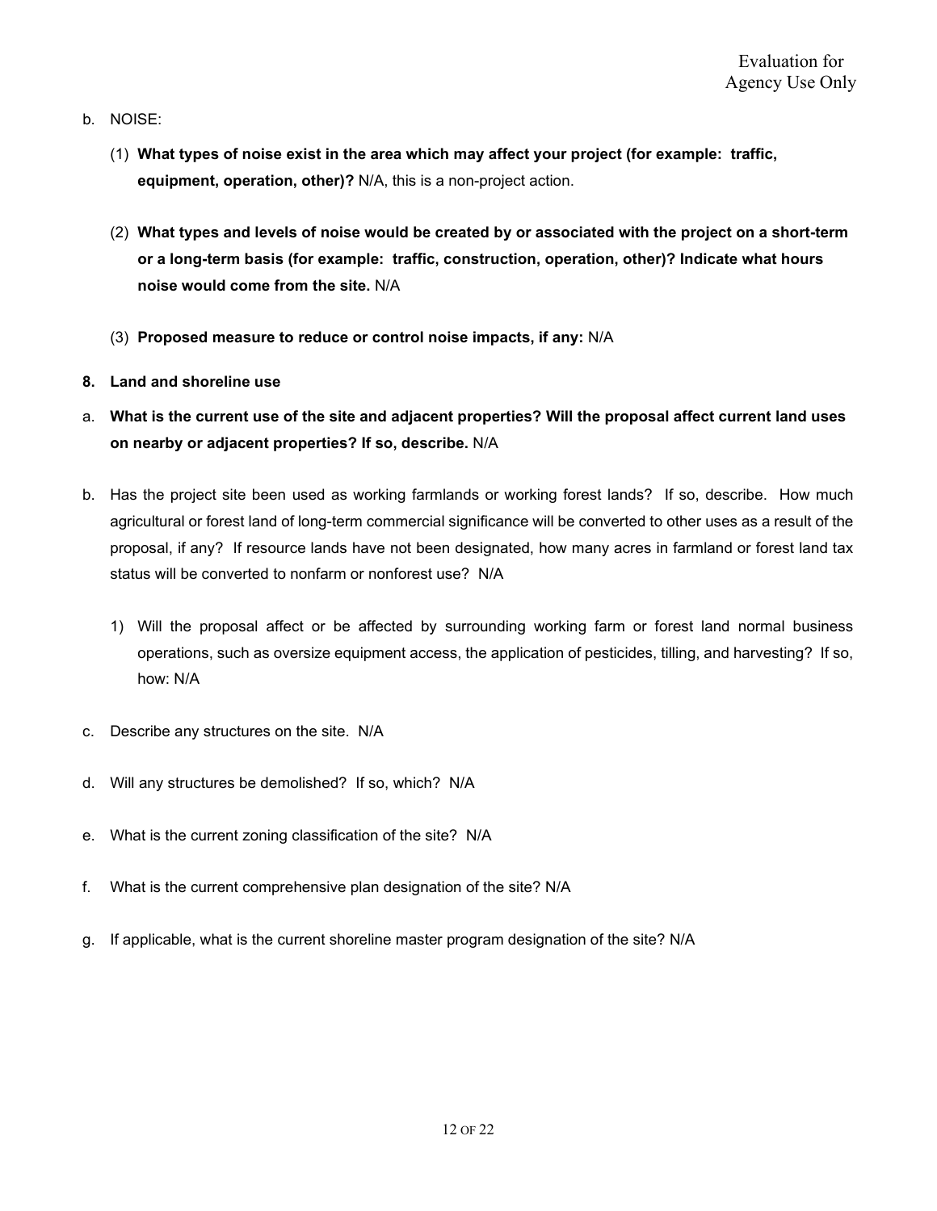Evaluation for Agency Use Only

b. NOISE:

(1) **What types of noise exist in the area which may affect your project (for example: traffic, equipment, operation, other)?** N/A, this is a non-project action.

(2) **What types and levels of noise would be created by or associated with the project on a short-term or a long-term basis (for example: traffic, construction, operation, other)? Indicate what hours noise would come from the site.** N/A

(3) **Proposed measure to reduce or control noise impacts, if any:** N/A

**8. Land and shoreline use**

a. **What is the current use of the site and adjacent properties? Will the proposal affect current land uses on nearby or adjacent properties? If so, describe.** N/A

b. Has the project site been used as working farmlands or working forest lands? If so, describe. How much agricultural or forest land of long-term commercial significance will be converted to other uses as a result of the proposal, if any? If resource lands have not been designated, how many acres in farmland or forest land tax status will be converted to nonfarm or nonforest use? N/A

1) Will the proposal affect or be affected by surrounding working farm or forest land normal business operations, such as oversize equipment access, the application of pesticides, tilling, and harvesting? If so, how: N/A

c. Describe any structures on the site. N/A

d. Will any structures be demolished? If so, which? N/A

e. What is the current zoning classification of the site? N/A

f. What is the current comprehensive plan designation of the site? N/A

g. If applicable, what is the current shoreline master program designation of the site? N/A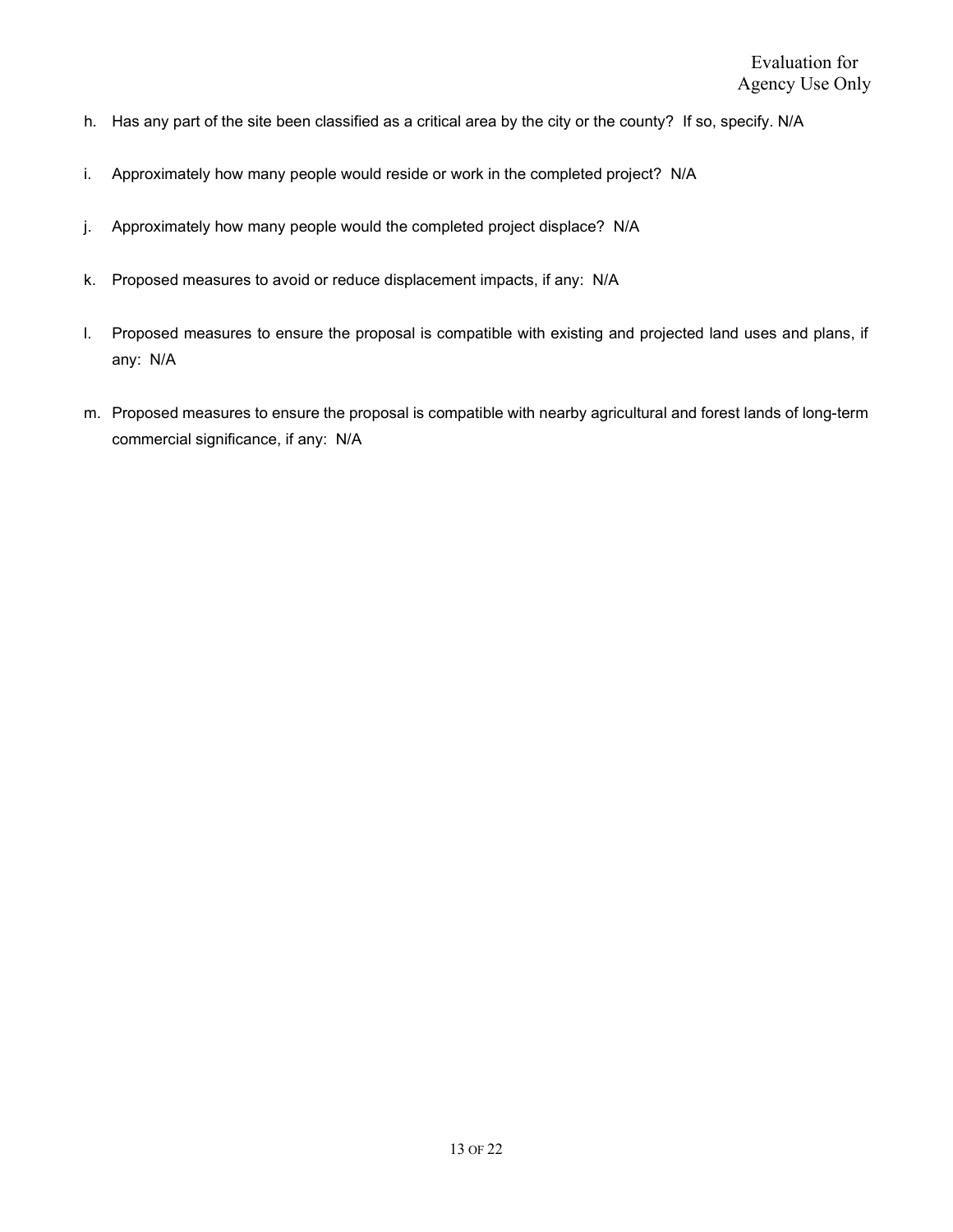Evaluation for Agency Use Only

h. Has any part of the site been classified as a critical area by the city or the county? If so, specify. N/A

i. Approximately how many people would reside or work in the completed project? N/A

j. Approximately how many people would the completed project displace? N/A

k. Proposed measures to avoid or reduce displacement impacts, if any: N/A

l. Proposed measures to ensure the proposal is compatible with existing and projected land uses and plans, if any: N/A

m. Proposed measures to ensure the proposal is compatible with nearby agricultural and forest lands of long-term commercial significance, if any: N/A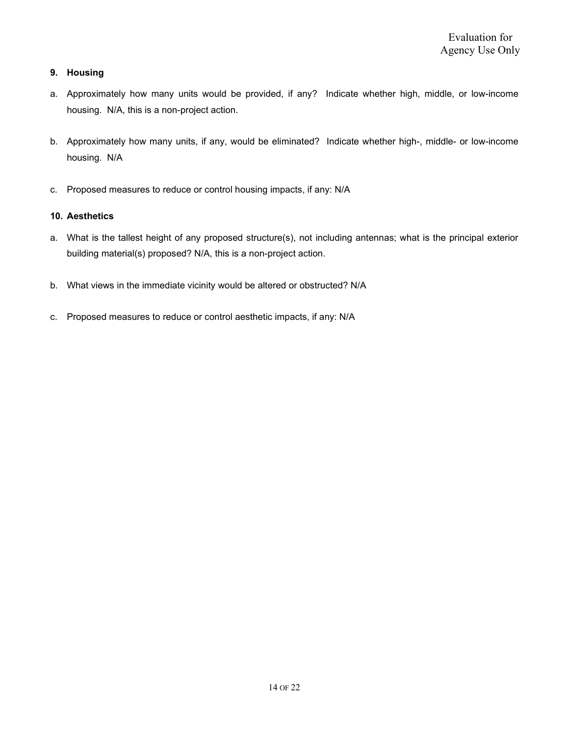Evaluation for Agency Use Only

### 9. Housing

a. Approximately how many units would be provided, if any? Indicate whether high, middle, or low-income housing. N/A, this is a non-project action.

b. Approximately how many units, if any, would be eliminated? Indicate whether high-, middle- or low-income housing. N/A

c. Proposed measures to reduce or control housing impacts, if any: N/A

### 10. Aesthetics

a. What is the tallest height of any proposed structure(s), not including antennas; what is the principal exterior building material(s) proposed? N/A, this is a non-project action.

b. What views in the immediate vicinity would be altered or obstructed? N/A

c. Proposed measures to reduce or control aesthetic impacts, if any: N/A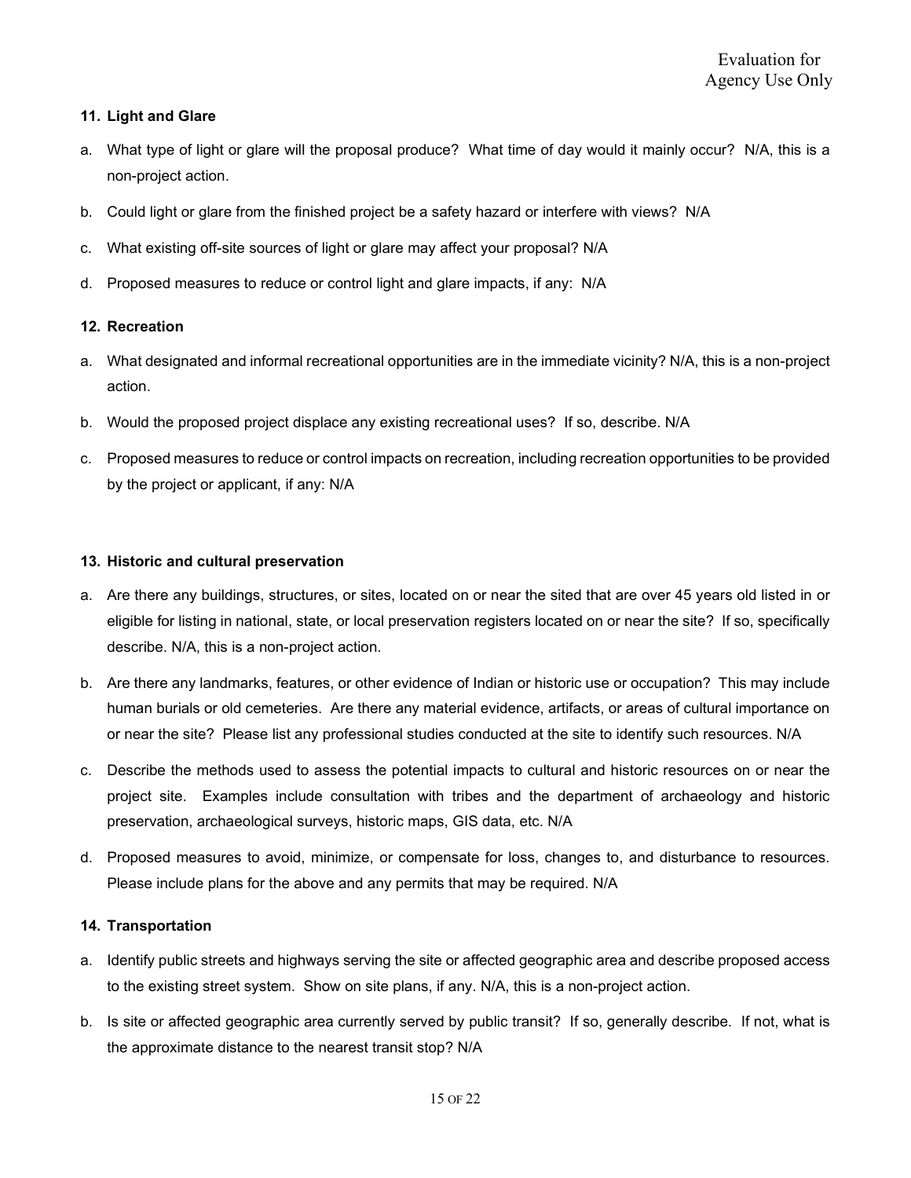Evaluation for Agency Use Only

**11. Light and Glare**

a. What type of light or glare will the proposal produce? What time of day would it mainly occur? N/A, this is a non-project action.

b. Could light or glare from the finished project be a safety hazard or interfere with views? N/A

c. What existing off-site sources of light or glare may affect your proposal? N/A

d. Proposed measures to reduce or control light and glare impacts, if any: N/A

**12. Recreation**

a. What designated and informal recreational opportunities are in the immediate vicinity? N/A, this is a non-project action.

b. Would the proposed project displace any existing recreational uses? If so, describe. N/A

c. Proposed measures to reduce or control impacts on recreation, including recreation opportunities to be provided by the project or applicant, if any: N/A

**13. Historic and cultural preservation**

a. Are there any buildings, structures, or sites, located on or near the sited that are over 45 years old listed in or eligible for listing in national, state, or local preservation registers located on or near the site? If so, specifically describe. N/A, this is a non-project action.

b. Are there any landmarks, features, or other evidence of Indian or historic use or occupation? This may include human burials or old cemeteries. Are there any material evidence, artifacts, or areas of cultural importance on or near the site? Please list any professional studies conducted at the site to identify such resources. N/A

c. Describe the methods used to assess the potential impacts to cultural and historic resources on or near the project site. Examples include consultation with tribes and the department of archaeology and historic preservation, archaeological surveys, historic maps, GIS data, etc. N/A

d. Proposed measures to avoid, minimize, or compensate for loss, changes to, and disturbance to resources. Please include plans for the above and any permits that may be required. N/A

**14. Transportation**

a. Identify public streets and highways serving the site or affected geographic area and describe proposed access to the existing street system. Show on site plans, if any. N/A, this is a non-project action.

b. Is site or affected geographic area currently served by public transit? If so, generally describe. If not, what is the approximate distance to the nearest transit stop? N/A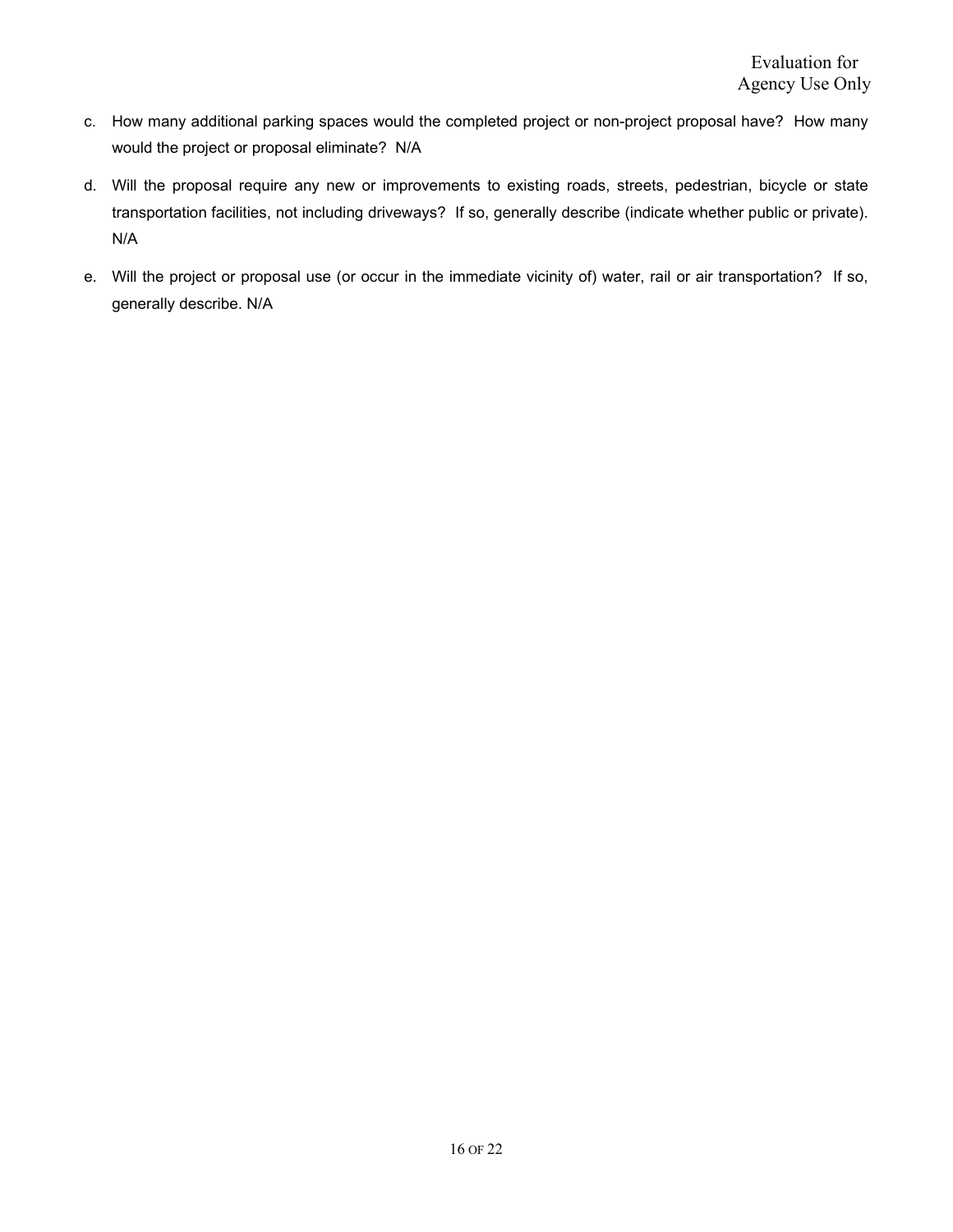Evaluation for Agency Use Only

c. How many additional parking spaces would the completed project or non-project proposal have? How many would the project or proposal eliminate? N/A

d. Will the proposal require any new or improvements to existing roads, streets, pedestrian, bicycle or state transportation facilities, not including driveways? If so, generally describe (indicate whether public or private). N/A

e. Will the project or proposal use (or occur in the immediate vicinity of) water, rail or air transportation? If so, generally describe. N/A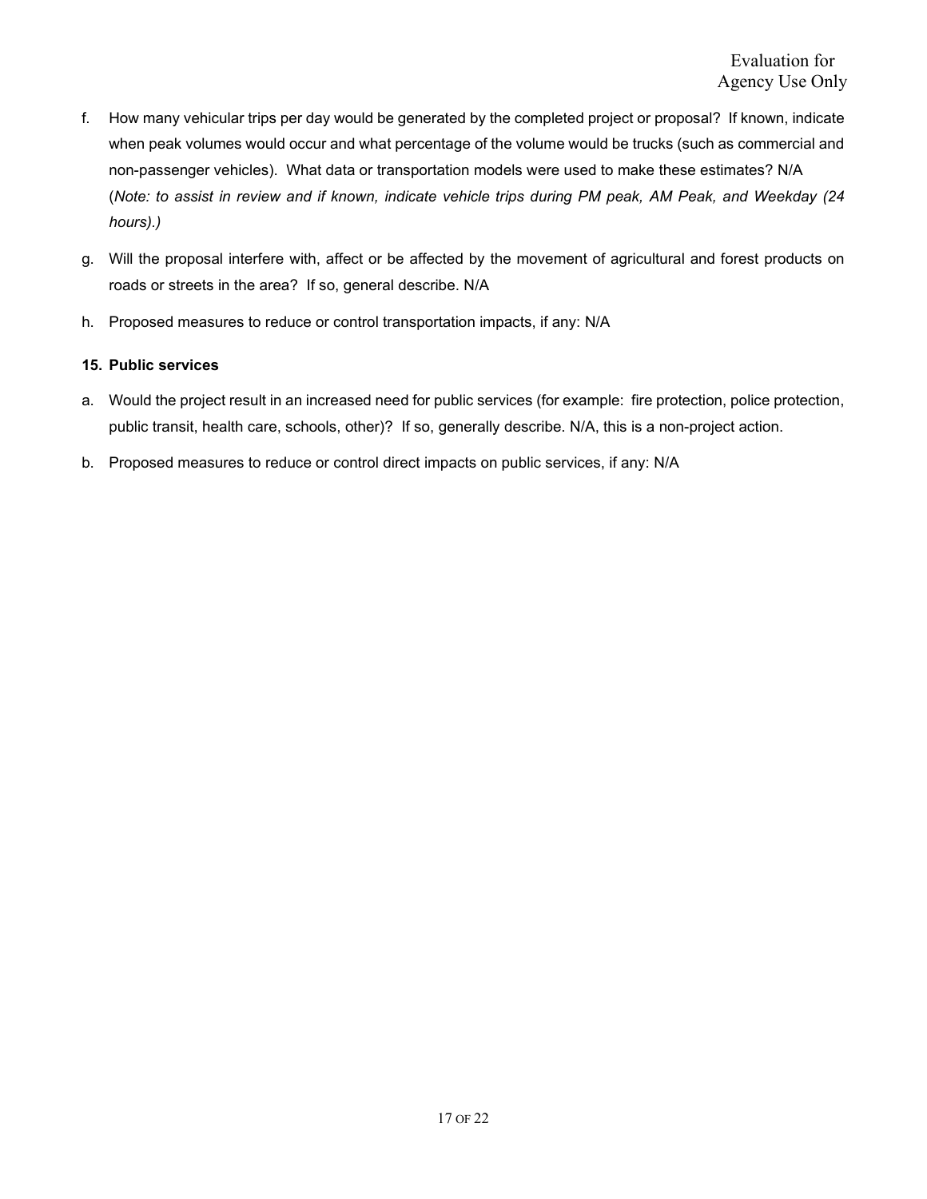Evaluation for Agency Use Only

f. How many vehicular trips per day would be generated by the completed project or proposal? If known, indicate when peak volumes would occur and what percentage of the volume would be trucks (such as commercial and non-passenger vehicles). What data or transportation models were used to make these estimates? N/A (*Note: to assist in review and if known, indicate vehicle trips during PM peak, AM Peak, and Weekday (24 hours).)*

g. Will the proposal interfere with, affect or be affected by the movement of agricultural and forest products on roads or streets in the area? If so, general describe. N/A

h. Proposed measures to reduce or control transportation impacts, if any: N/A

**15. Public services**

a. Would the project result in an increased need for public services (for example: fire protection, police protection, public transit, health care, schools, other)? If so, generally describe. N/A, this is a non-project action.

b. Proposed measures to reduce or control direct impacts on public services, if any: N/A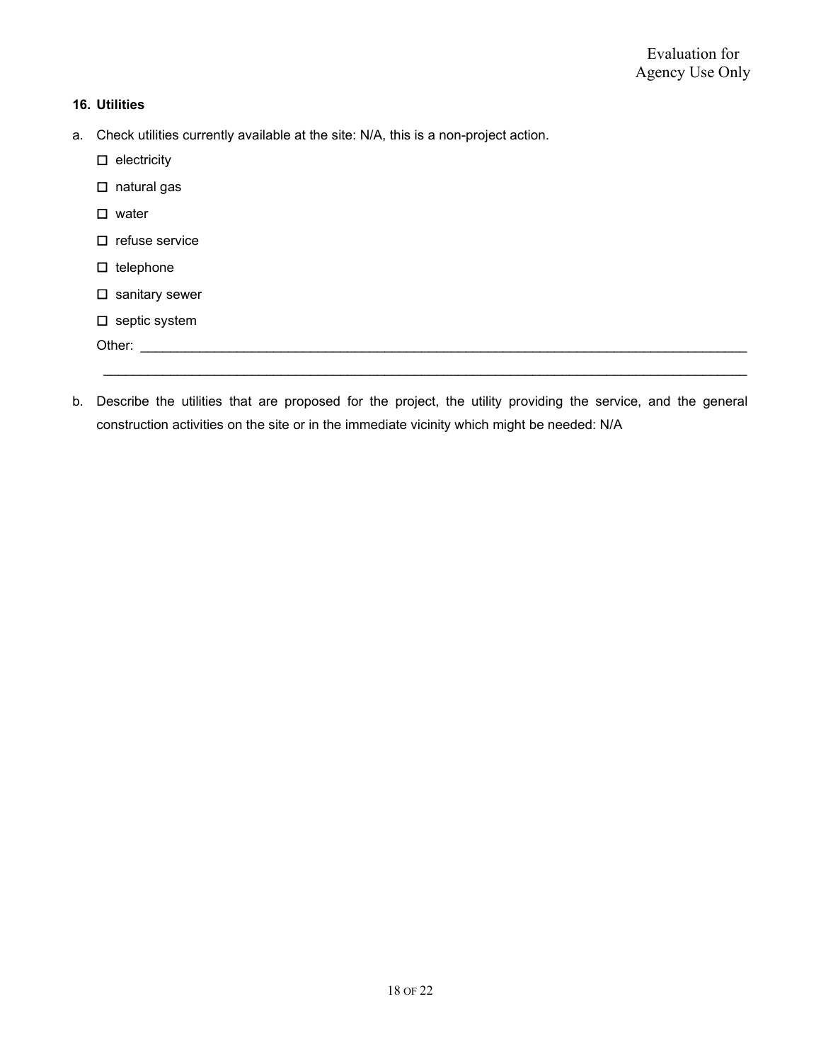Evaluation for Agency Use Only

**16. Utilities**

a. Check utilities currently available at the site: N/A, this is a non-project action.

- ☐ electricity
- ☐ natural gas
- ☐ water
- ☐ refuse service
- ☐ telephone
- ☐ sanitary sewer
- ☐ septic system

Other: ____________________________________________________________________________

____________________________________________________________________________

b. Describe the utilities that are proposed for the project, the utility providing the service, and the general construction activities on the site or in the immediate vicinity which might be needed: N/A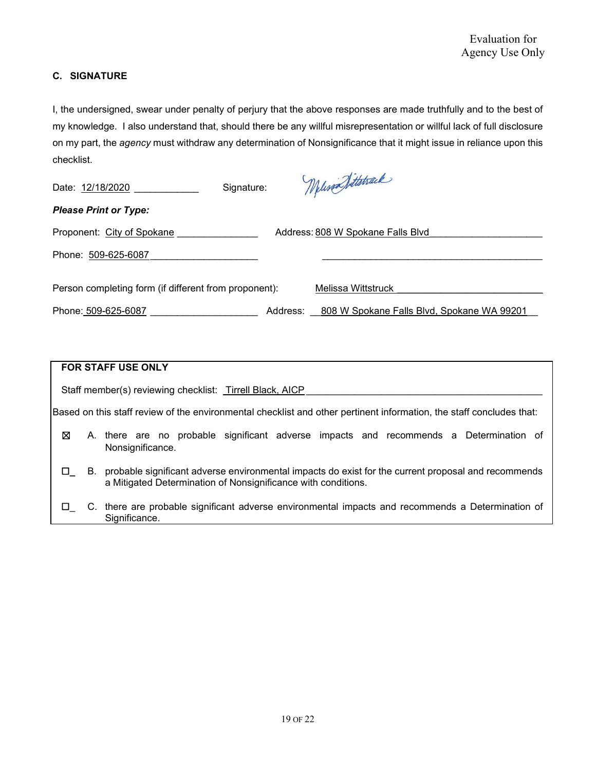Evaluation for Agency Use Only

## C. SIGNATURE

I, the undersigned, swear under penalty of perjury that the above responses are made truthfully and to the best of my knowledge. I also understand that, should there be any willful misrepresentation or willful lack of full disclosure on my part, the *agency* must withdraw any determination of Nonsignificance that it might issue in reliance upon this checklist.

Date: 12/18/2020 Signature: Melissa Wittstruck

***Please Print or Type:***

Proponent: City of Spokane Address: 808 W Spokane Falls Blvd

Phone: 509-625-6087

Person completing form (if different from proponent): Melissa Wittstruck

Phone: 509-625-6087 Address: 808 W Spokane Falls Blvd, Spokane WA 99201

**FOR STAFF USE ONLY**

Staff member(s) reviewing checklist: Tirrell Black, AICP

Based on this staff review of the environmental checklist and other pertinent information, the staff concludes that:

☒ A. there are no probable significant adverse impacts and recommends a Determination of Nonsignificance.

☐ B. probable significant adverse environmental impacts do exist for the current proposal and recommends a Mitigated Determination of Nonsignificance with conditions.

☐ C. there are probable significant adverse environmental impacts and recommends a Determination of Significance.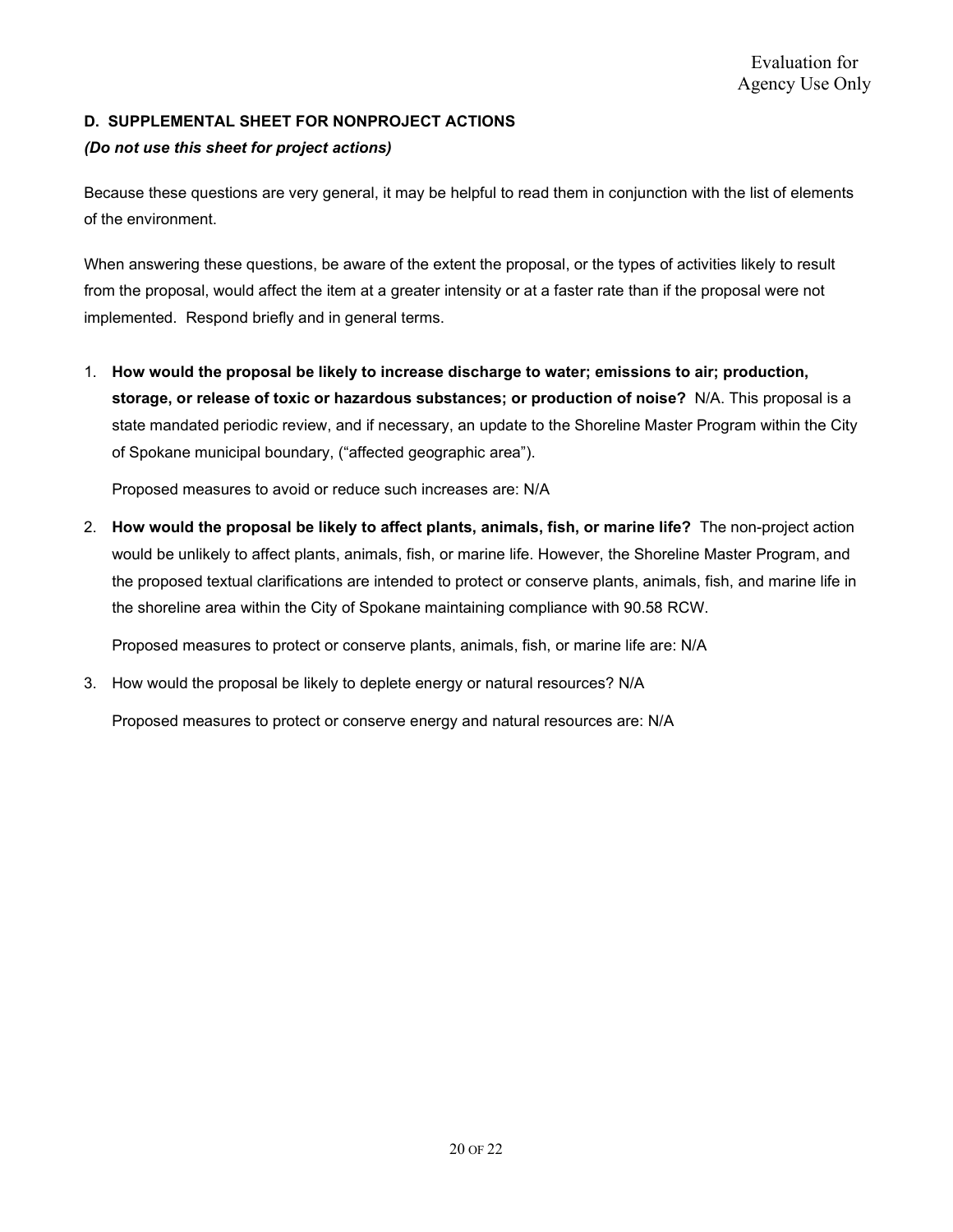Evaluation for Agency Use Only

## D. SUPPLEMENTAL SHEET FOR NONPROJECT ACTIONS

***(Do not use this sheet for project actions)***

Because these questions are very general, it may be helpful to read them in conjunction with the list of elements of the environment.

When answering these questions, be aware of the extent the proposal, or the types of activities likely to result from the proposal, would affect the item at a greater intensity or at a faster rate than if the proposal were not implemented. Respond briefly and in general terms.

1. **How would the proposal be likely to increase discharge to water; emissions to air; production, storage, or release of toxic or hazardous substances; or production of noise?** N/A. This proposal is a state mandated periodic review, and if necessary, an update to the Shoreline Master Program within the City of Spokane municipal boundary, ("affected geographic area").

   Proposed measures to avoid or reduce such increases are: N/A

2. **How would the proposal be likely to affect plants, animals, fish, or marine life?** The non-project action would be unlikely to affect plants, animals, fish, or marine life. However, the Shoreline Master Program, and the proposed textual clarifications are intended to protect or conserve plants, animals, fish, and marine life in the shoreline area within the City of Spokane maintaining compliance with 90.58 RCW.

   Proposed measures to protect or conserve plants, animals, fish, or marine life are: N/A

3. How would the proposal be likely to deplete energy or natural resources? N/A

   Proposed measures to protect or conserve energy and natural resources are: N/A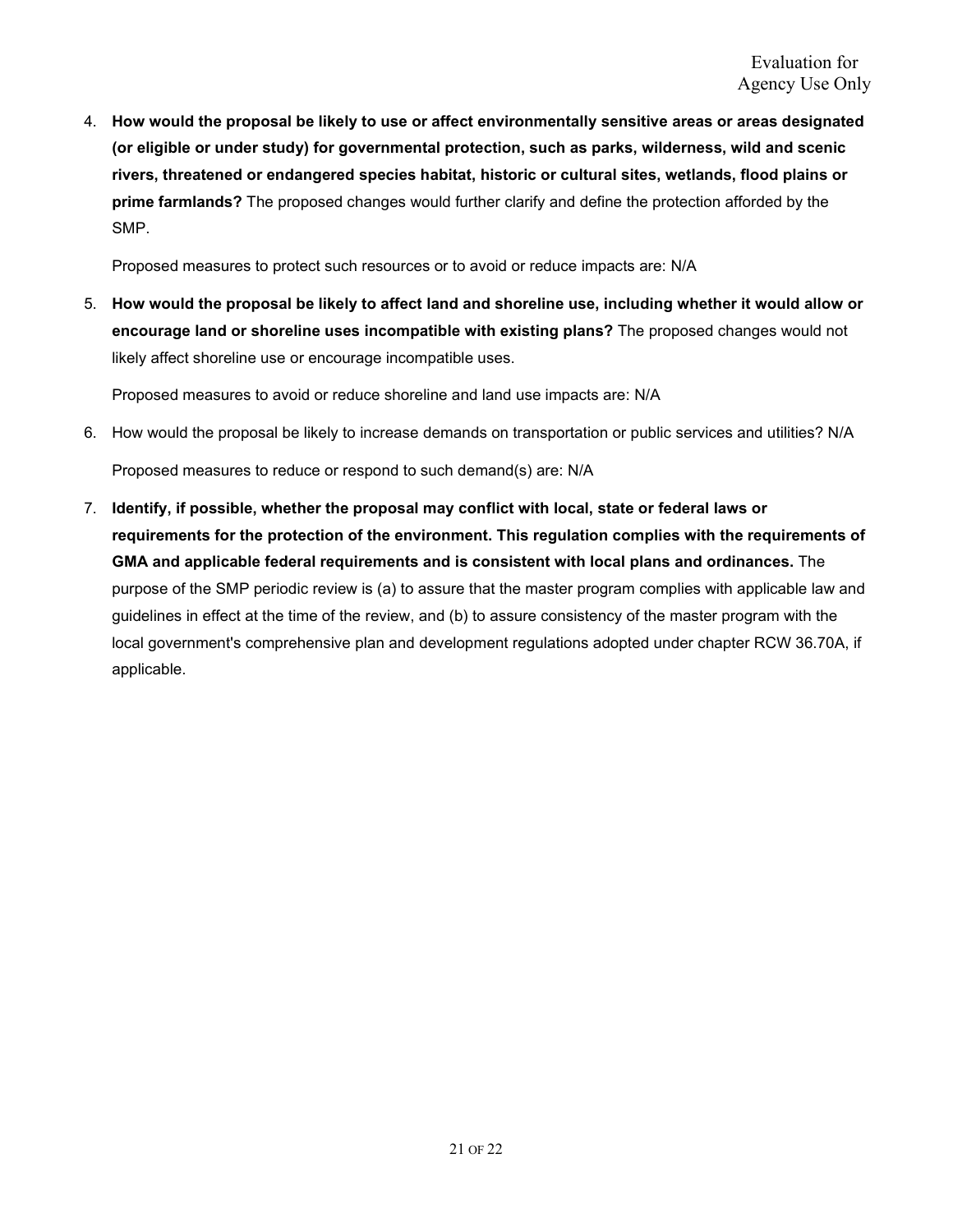Evaluation for Agency Use Only

4. **How would the proposal be likely to use or affect environmentally sensitive areas or areas designated (or eligible or under study) for governmental protection, such as parks, wilderness, wild and scenic rivers, threatened or endangered species habitat, historic or cultural sites, wetlands, flood plains or prime farmlands?** The proposed changes would further clarify and define the protection afforded by the SMP.

   Proposed measures to protect such resources or to avoid or reduce impacts are: N/A

5. **How would the proposal be likely to affect land and shoreline use, including whether it would allow or encourage land or shoreline uses incompatible with existing plans?** The proposed changes would not likely affect shoreline use or encourage incompatible uses.

   Proposed measures to avoid or reduce shoreline and land use impacts are: N/A

6. How would the proposal be likely to increase demands on transportation or public services and utilities? N/A

   Proposed measures to reduce or respond to such demand(s) are: N/A

7. **Identify, if possible, whether the proposal may conflict with local, state or federal laws or requirements for the protection of the environment. This regulation complies with the requirements of GMA and applicable federal requirements and is consistent with local plans and ordinances.** The purpose of the SMP periodic review is (a) to assure that the master program complies with applicable law and guidelines in effect at the time of the review, and (b) to assure consistency of the master program with the local government's comprehensive plan and development regulations adopted under chapter RCW 36.70A, if applicable.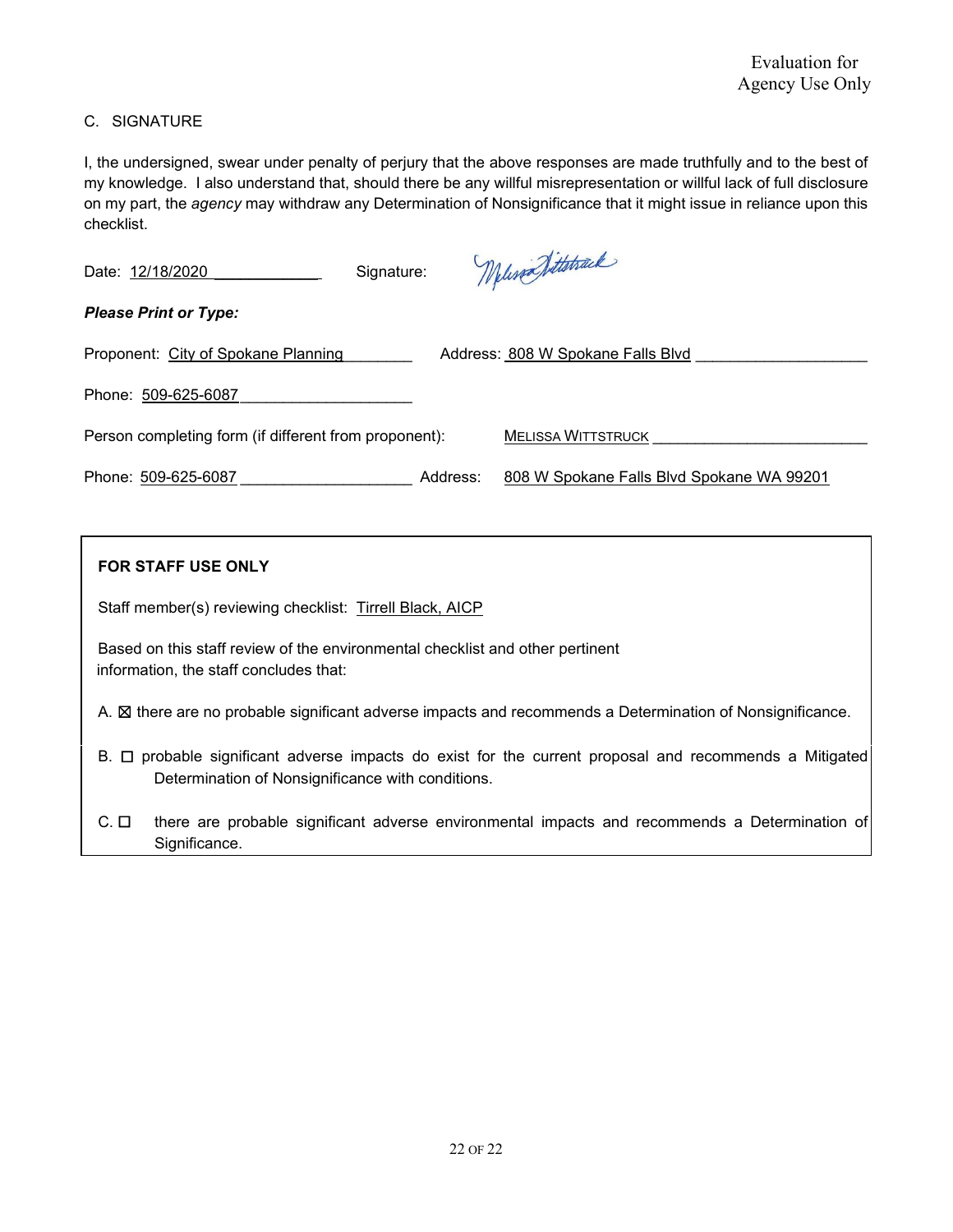Evaluation for
Agency Use Only

C. SIGNATURE

I, the undersigned, swear under penalty of perjury that the above responses are made truthfully and to the best of my knowledge. I also understand that, should there be any willful misrepresentation or willful lack of full disclosure on my part, the *agency* may withdraw any Determination of Nonsignificance that it might issue in reliance upon this checklist.

Date: 12/18/2020 Signature: Melissa Wittstruck

***Please Print or Type:***

Proponent: City of Spokane Planning Address: 808 W Spokane Falls Blvd

Phone: 509-625-6087

Person completing form (if different from proponent): MELISSA WITTSTRUCK

Phone: 509-625-6087 Address: 808 W Spokane Falls Blvd Spokane WA 99201

**FOR STAFF USE ONLY**

Staff member(s) reviewing checklist: Tirrell Black, AICP

Based on this staff review of the environmental checklist and other pertinent information, the staff concludes that:

A. ☒ there are no probable significant adverse impacts and recommends a Determination of Nonsignificance.

B. ☐ probable significant adverse impacts do exist for the current proposal and recommends a Mitigated Determination of Nonsignificance with conditions.

C. ☐ there are probable significant adverse environmental impacts and recommends a Determination of Significance.